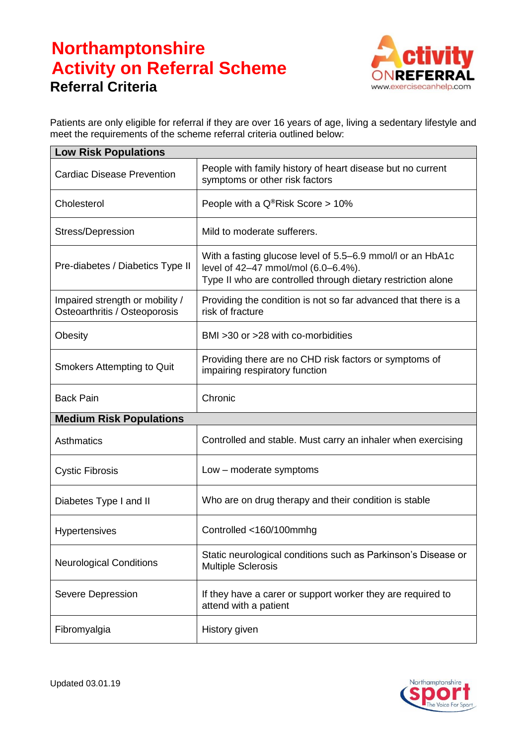# Northamptonshire Activity on Referral Scheme

## Referral Criteria

Patients are only eligible for referral if they are over 16 years of age, living a sedentary lifestyle and meet the requirements of the scheme referral criteria outlined below:

| **Low Risk Populations** | |
|---|---|
| Cardiac Disease Prevention | People with family history of heart disease but no current symptoms or other risk factors |
| Cholesterol | People with a Q®Risk Score > 10% |
| Stress/Depression | Mild to moderate sufferers. |
| Pre-diabetes / Diabetics Type II | With a fasting glucose level of 5.5–6.9 mmol/l or an HbA1c level of 42–47 mmol/mol (6.0–6.4%). Type II who are controlled through dietary restriction alone |
| Impaired strength or mobility / Osteoarthritis / Osteoporosis | Providing the condition is not so far advanced that there is a risk of fracture |
| Obesity | BMI >30 or >28 with co-morbidities |
| Smokers Attempting to Quit | Providing there are no CHD risk factors or symptoms of impairing respiratory function |
| Back Pain | Chronic |
| **Medium Risk Populations** | |
| Asthmatics | Controlled and stable. Must carry an inhaler when exercising |
| Cystic Fibrosis | Low – moderate symptoms |
| Diabetes Type I and II | Who are on drug therapy and their condition is stable |
| Hypertensives | Controlled <160/100mmhg |
| Neurological Conditions | Static neurological conditions such as Parkinson's Disease or Multiple Sclerosis |
| Severe Depression | If they have a carer or support worker they are required to attend with a patient |
| Fibromyalgia | History given |

Updated 03.01.19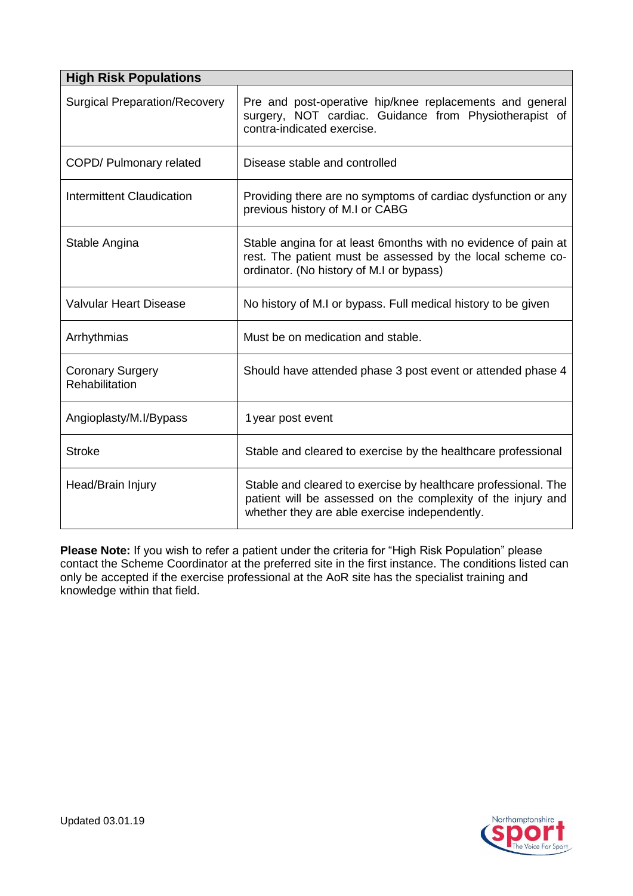| High Risk Populations | |
|---|---|
| Surgical Preparation/Recovery | Pre and post-operative hip/knee replacements and general surgery, NOT cardiac. Guidance from Physiotherapist of contra-indicated exercise. |
| COPD/ Pulmonary related | Disease stable and controlled |
| Intermittent Claudication | Providing there are no symptoms of cardiac dysfunction or any previous history of M.I or CABG |
| Stable Angina | Stable angina for at least 6months with no evidence of pain at rest. The patient must be assessed by the local scheme co-ordinator. (No history of M.I or bypass) |
| Valvular Heart Disease | No history of M.I or bypass. Full medical history to be given |
| Arrhythmias | Must be on medication and stable. |
| Coronary Surgery Rehabilitation | Should have attended phase 3 post event or attended phase 4 |
| Angioplasty/M.I/Bypass | 1year post event |
| Stroke | Stable and cleared to exercise by the healthcare professional |
| Head/Brain Injury | Stable and cleared to exercise by healthcare professional. The patient will be assessed on the complexity of the injury and whether they are able exercise independently. |

**Please Note:** If you wish to refer a patient under the criteria for "High Risk Population" please contact the Scheme Coordinator at the preferred site in the first instance. The conditions listed can only be accepted if the exercise professional at the AoR site has the specialist training and knowledge within that field.

Updated 03.01.19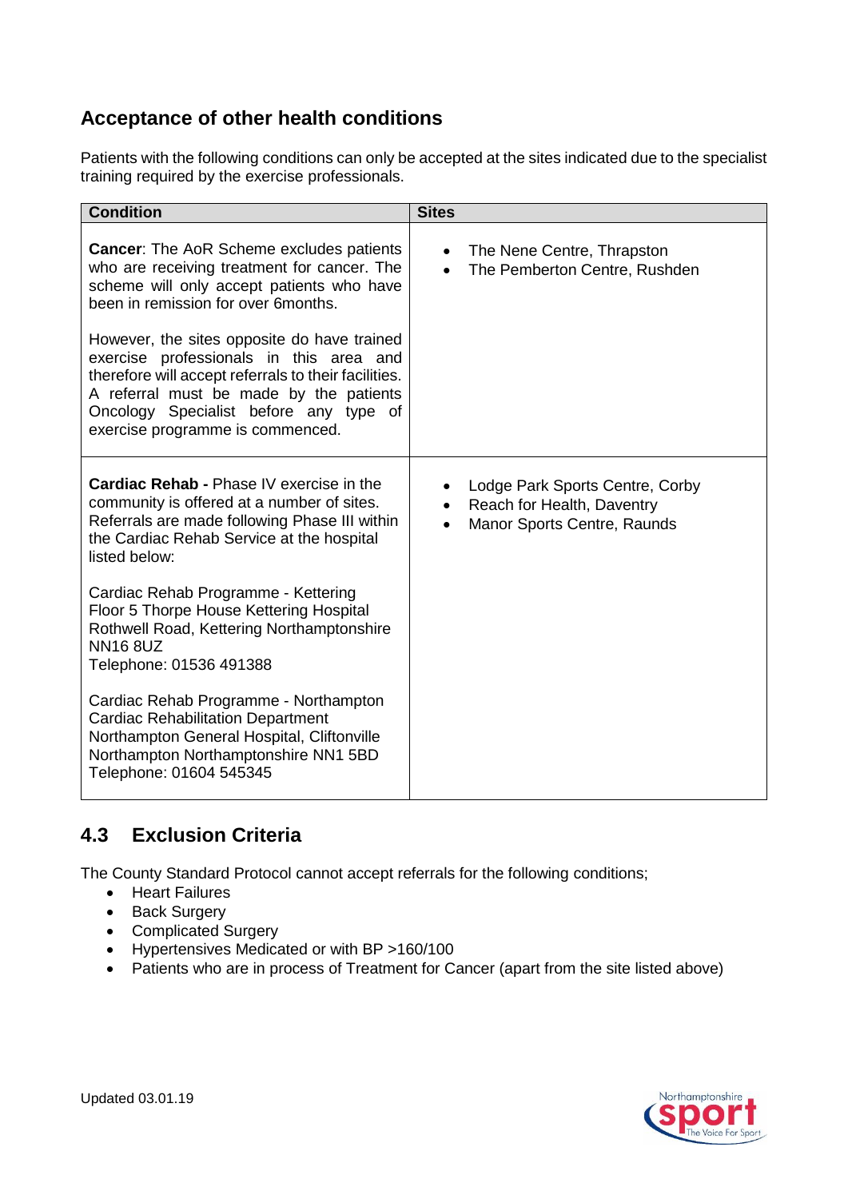## Acceptance of other health conditions

Patients with the following conditions can only be accepted at the sites indicated due to the specialist training required by the exercise professionals.

| Condition | Sites |
| --- | --- |
| **Cancer**: The AoR Scheme excludes patients who are receiving treatment for cancer. The scheme will only accept patients who have been in remission for over 6months.<br><br>However, the sites opposite do have trained exercise professionals in this area and therefore will accept referrals to their facilities. A referral must be made by the patients Oncology Specialist before any type of exercise programme is commenced. | • The Nene Centre, Thrapston<br>• The Pemberton Centre, Rushden |
| **Cardiac Rehab -** Phase IV exercise in the community is offered at a number of sites. Referrals are made following Phase III within the Cardiac Rehab Service at the hospital listed below:<br><br>Cardiac Rehab Programme - Kettering<br>Floor 5 Thorpe House Kettering Hospital<br>Rothwell Road, Kettering Northamptonshire<br>NN16 8UZ<br>Telephone: 01536 491388<br><br>Cardiac Rehab Programme - Northampton<br>Cardiac Rehabilitation Department<br>Northampton General Hospital, Cliftonville<br>Northampton Northamptonshire NN1 5BD<br>Telephone: 01604 545345 | • Lodge Park Sports Centre, Corby<br>• Reach for Health, Daventry<br>• Manor Sports Centre, Raunds |

## 4.3 Exclusion Criteria

The County Standard Protocol cannot accept referrals for the following conditions;

- Heart Failures
- Back Surgery
- Complicated Surgery
- Hypertensives Medicated or with BP >160/100
- Patients who are in process of Treatment for Cancer (apart from the site listed above)

Updated 03.01.19